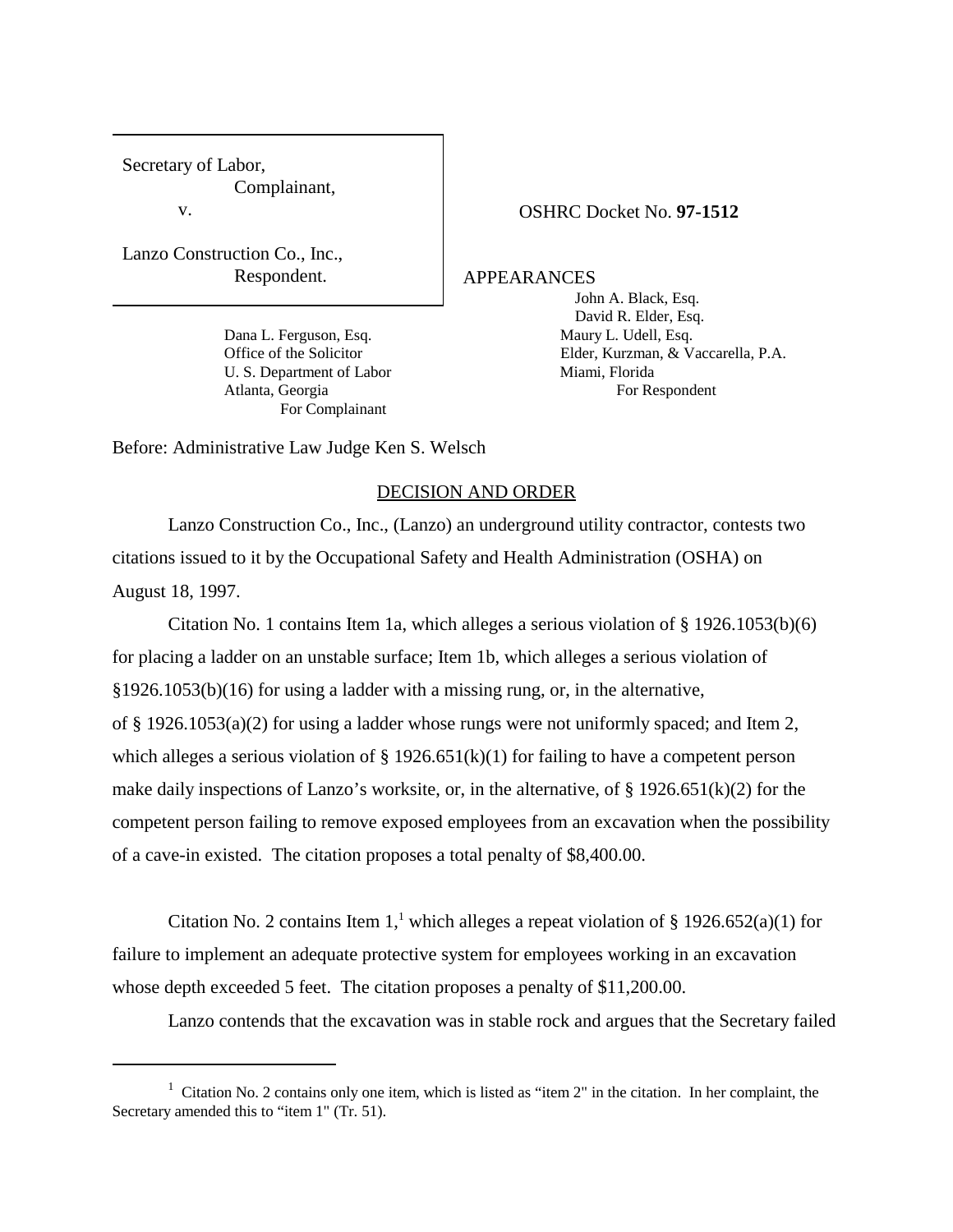Secretary of Labor,
Complainant,

v.

Lanzo Construction Co., Inc.,
Respondent.

OSHRC Docket No. **97-1512**

APPEARANCES

Dana L. Ferguson, Esq.
Office of the Solicitor
U. S. Department of Labor
Atlanta, Georgia
For Complainant

John A. Black, Esq.
David R. Elder, Esq.
Maury L. Udell, Esq.
Elder, Kurzman, & Vaccarella, P.A.
Miami, Florida
For Respondent

Before: Administrative Law Judge Ken S. Welsch

## DECISION AND ORDER

Lanzo Construction Co., Inc., (Lanzo) an underground utility contractor, contests two citations issued to it by the Occupational Safety and Health Administration (OSHA) on August 18, 1997.

Citation No. 1 contains Item 1a, which alleges a serious violation of § 1926.1053(b)(6) for placing a ladder on an unstable surface; Item 1b, which alleges a serious violation of §1926.1053(b)(16) for using a ladder with a missing rung, or, in the alternative, of § 1926.1053(a)(2) for using a ladder whose rungs were not uniformly spaced; and Item 2, which alleges a serious violation of § 1926.651(k)(1) for failing to have a competent person make daily inspections of Lanzo's worksite, or, in the alternative, of § 1926.651(k)(2) for the competent person failing to remove exposed employees from an excavation when the possibility of a cave-in existed. The citation proposes a total penalty of $8,400.00.

Citation No. 2 contains Item 1,[1] which alleges a repeat violation of § 1926.652(a)(1) for failure to implement an adequate protective system for employees working in an excavation whose depth exceeded 5 feet. The citation proposes a penalty of $11,200.00.

Lanzo contends that the excavation was in stable rock and argues that the Secretary failed

[1] Citation No. 2 contains only one item, which is listed as "item 2" in the citation. In her complaint, the Secretary amended this to "item 1" (Tr. 51).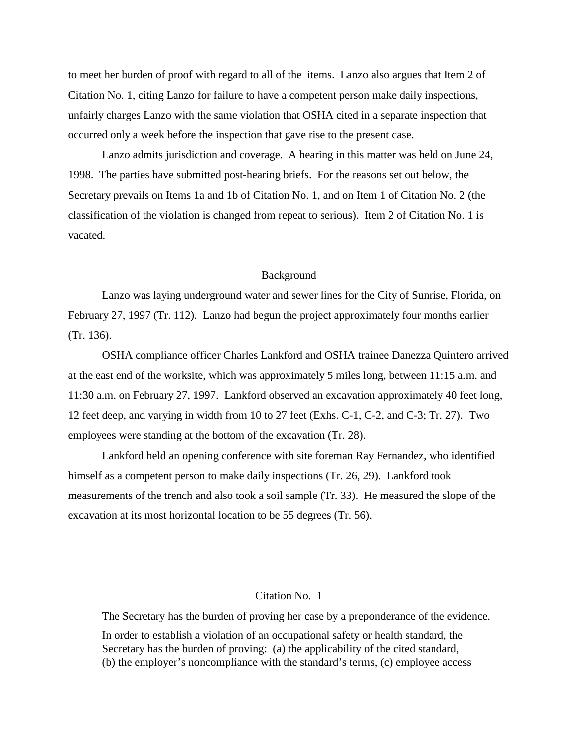to meet her burden of proof with regard to all of the items. Lanzo also argues that Item 2 of Citation No. 1, citing Lanzo for failure to have a competent person make daily inspections, unfairly charges Lanzo with the same violation that OSHA cited in a separate inspection that occurred only a week before the inspection that gave rise to the present case.

Lanzo admits jurisdiction and coverage. A hearing in this matter was held on June 24, 1998. The parties have submitted post-hearing briefs. For the reasons set out below, the Secretary prevails on Items 1a and 1b of Citation No. 1, and on Item 1 of Citation No. 2 (the classification of the violation is changed from repeat to serious). Item 2 of Citation No. 1 is vacated.

## Background

Lanzo was laying underground water and sewer lines for the City of Sunrise, Florida, on February 27, 1997 (Tr. 112). Lanzo had begun the project approximately four months earlier (Tr. 136).

OSHA compliance officer Charles Lankford and OSHA trainee Danezza Quintero arrived at the east end of the worksite, which was approximately 5 miles long, between 11:15 a.m. and 11:30 a.m. on February 27, 1997. Lankford observed an excavation approximately 40 feet long, 12 feet deep, and varying in width from 10 to 27 feet (Exhs. C-1, C-2, and C-3; Tr. 27). Two employees were standing at the bottom of the excavation (Tr. 28).

Lankford held an opening conference with site foreman Ray Fernandez, who identified himself as a competent person to make daily inspections (Tr. 26, 29). Lankford took measurements of the trench and also took a soil sample (Tr. 33). He measured the slope of the excavation at its most horizontal location to be 55 degrees (Tr. 56).

## Citation No. 1

The Secretary has the burden of proving her case by a preponderance of the evidence.

> In order to establish a violation of an occupational safety or health standard, the Secretary has the burden of proving: (a) the applicability of the cited standard, (b) the employer's noncompliance with the standard's terms, (c) employee access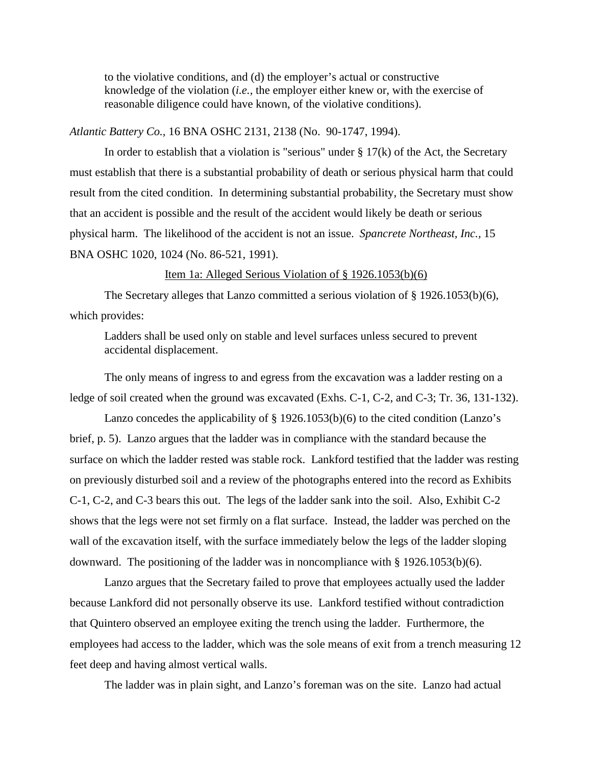> to the violative conditions, and (d) the employer's actual or constructive knowledge of the violation (*i.e.*, the employer either knew or, with the exercise of reasonable diligence could have known, of the violative conditions).

*Atlantic Battery Co.*, 16 BNA OSHC 2131, 2138 (No. 90-1747, 1994).

In order to establish that a violation is "serious" under § 17(k) of the Act, the Secretary must establish that there is a substantial probability of death or serious physical harm that could result from the cited condition. In determining substantial probability, the Secretary must show that an accident is possible and the result of the accident would likely be death or serious physical harm. The likelihood of the accident is not an issue. *Spancrete Northeast, Inc.*, 15 BNA OSHC 1020, 1024 (No. 86-521, 1991).

<u>Item 1a: Alleged Serious Violation of § 1926.1053(b)(6)</u>

The Secretary alleges that Lanzo committed a serious violation of § 1926.1053(b)(6), which provides:

> Ladders shall be used only on stable and level surfaces unless secured to prevent accidental displacement.

The only means of ingress to and egress from the excavation was a ladder resting on a ledge of soil created when the ground was excavated (Exhs. C-1, C-2, and C-3; Tr. 36, 131-132).

Lanzo concedes the applicability of § 1926.1053(b)(6) to the cited condition (Lanzo's brief, p. 5). Lanzo argues that the ladder was in compliance with the standard because the surface on which the ladder rested was stable rock. Lankford testified that the ladder was resting on previously disturbed soil and a review of the photographs entered into the record as Exhibits C-1, C-2, and C-3 bears this out. The legs of the ladder sank into the soil. Also, Exhibit C-2 shows that the legs were not set firmly on a flat surface. Instead, the ladder was perched on the wall of the excavation itself, with the surface immediately below the legs of the ladder sloping downward. The positioning of the ladder was in noncompliance with § 1926.1053(b)(6).

Lanzo argues that the Secretary failed to prove that employees actually used the ladder because Lankford did not personally observe its use. Lankford testified without contradiction that Quintero observed an employee exiting the trench using the ladder. Furthermore, the employees had access to the ladder, which was the sole means of exit from a trench measuring 12 feet deep and having almost vertical walls.

The ladder was in plain sight, and Lanzo's foreman was on the site. Lanzo had actual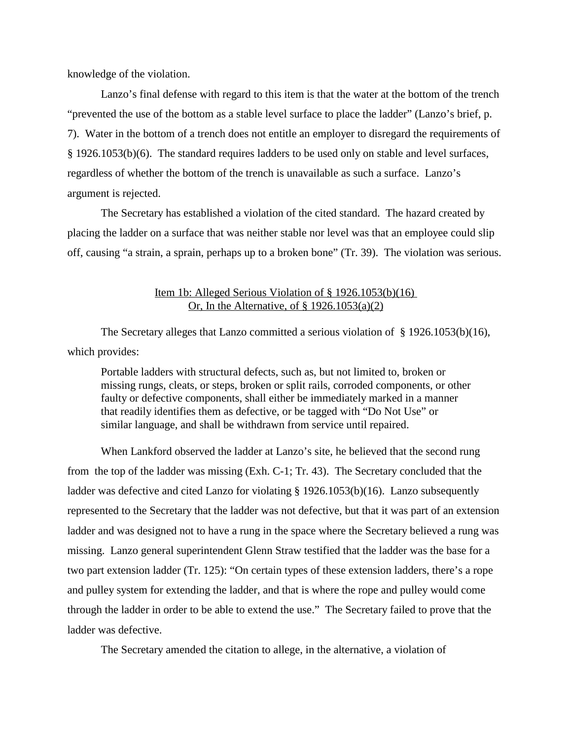knowledge of the violation.

Lanzo's final defense with regard to this item is that the water at the bottom of the trench "prevented the use of the bottom as a stable level surface to place the ladder" (Lanzo's brief, p. 7). Water in the bottom of a trench does not entitle an employer to disregard the requirements of § 1926.1053(b)(6). The standard requires ladders to be used only on stable and level surfaces, regardless of whether the bottom of the trench is unavailable as such a surface. Lanzo's argument is rejected.

The Secretary has established a violation of the cited standard. The hazard created by placing the ladder on a surface that was neither stable nor level was that an employee could slip off, causing "a strain, a sprain, perhaps up to a broken bone" (Tr. 39). The violation was serious.

<u>Item 1b: Alleged Serious Violation of § 1926.1053(b)(16)</u>
<u>Or, In the Alternative, of § 1926.1053(a)(2)</u>

The Secretary alleges that Lanzo committed a serious violation of § 1926.1053(b)(16), which provides:

> Portable ladders with structural defects, such as, but not limited to, broken or missing rungs, cleats, or steps, broken or split rails, corroded components, or other faulty or defective components, shall either be immediately marked in a manner that readily identifies them as defective, or be tagged with "Do Not Use" or similar language, and shall be withdrawn from service until repaired.

When Lankford observed the ladder at Lanzo's site, he believed that the second rung from the top of the ladder was missing (Exh. C-1; Tr. 43). The Secretary concluded that the ladder was defective and cited Lanzo for violating § 1926.1053(b)(16). Lanzo subsequently represented to the Secretary that the ladder was not defective, but that it was part of an extension ladder and was designed not to have a rung in the space where the Secretary believed a rung was missing. Lanzo general superintendent Glenn Straw testified that the ladder was the base for a two part extension ladder (Tr. 125): "On certain types of these extension ladders, there's a rope and pulley system for extending the ladder, and that is where the rope and pulley would come through the ladder in order to be able to extend the use." The Secretary failed to prove that the ladder was defective.

The Secretary amended the citation to allege, in the alternative, a violation of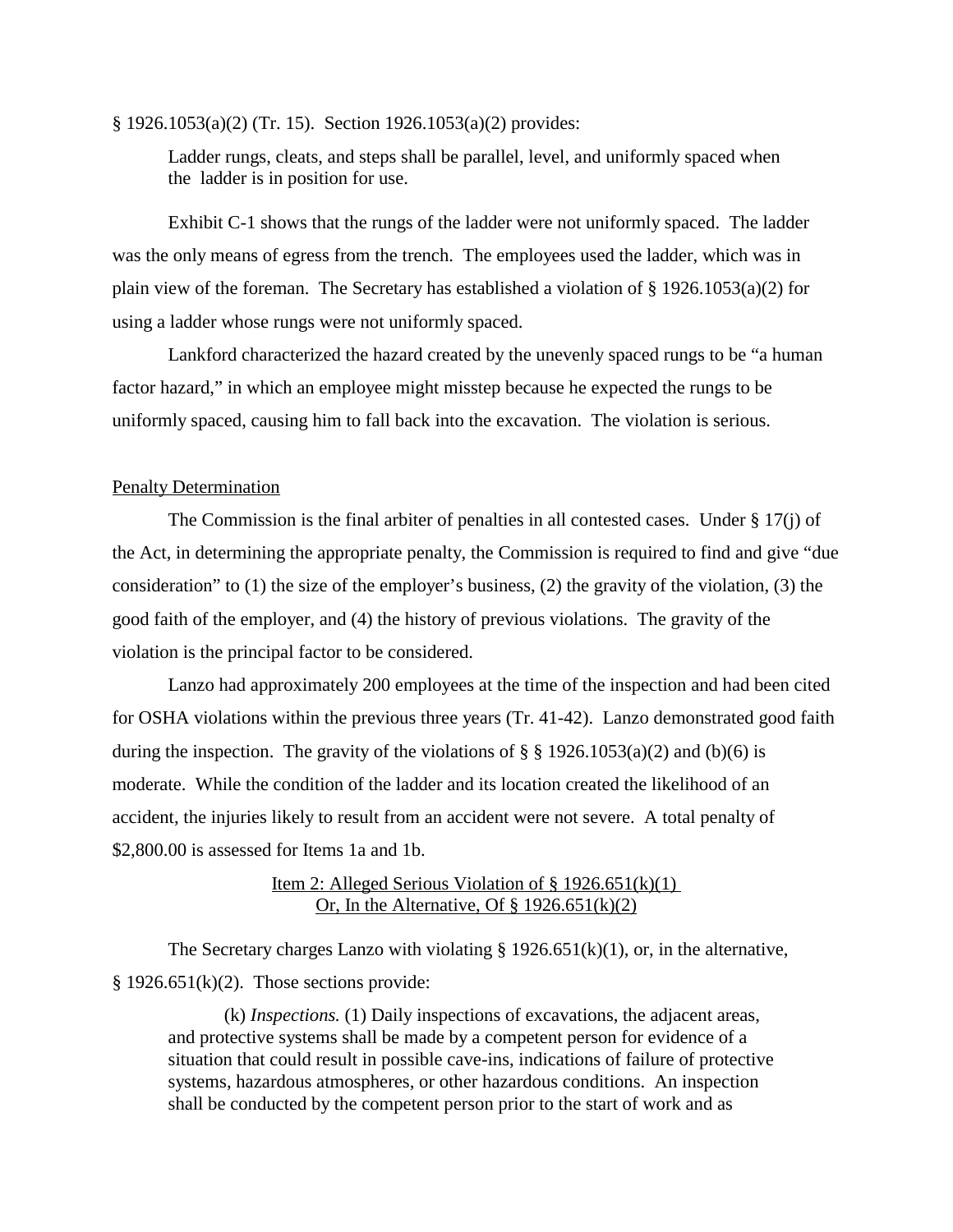§ 1926.1053(a)(2) (Tr. 15). Section 1926.1053(a)(2) provides:

> Ladder rungs, cleats, and steps shall be parallel, level, and uniformly spaced when the ladder is in position for use.

Exhibit C-1 shows that the rungs of the ladder were not uniformly spaced. The ladder was the only means of egress from the trench. The employees used the ladder, which was in plain view of the foreman. The Secretary has established a violation of § 1926.1053(a)(2) for using a ladder whose rungs were not uniformly spaced.

Lankford characterized the hazard created by the unevenly spaced rungs to be "a human factor hazard," in which an employee might misstep because he expected the rungs to be uniformly spaced, causing him to fall back into the excavation. The violation is serious.

Penalty Determination

The Commission is the final arbiter of penalties in all contested cases. Under § 17(j) of the Act, in determining the appropriate penalty, the Commission is required to find and give "due consideration" to (1) the size of the employer's business, (2) the gravity of the violation, (3) the good faith of the employer, and (4) the history of previous violations. The gravity of the violation is the principal factor to be considered.

Lanzo had approximately 200 employees at the time of the inspection and had been cited for OSHA violations within the previous three years (Tr. 41-42). Lanzo demonstrated good faith during the inspection. The gravity of the violations of § § 1926.1053(a)(2) and (b)(6) is moderate. While the condition of the ladder and its location created the likelihood of an accident, the injuries likely to result from an accident were not severe. A total penalty of $2,800.00 is assessed for Items 1a and 1b.

Item 2: Alleged Serious Violation of § 1926.651(k)(1)
Or, In the Alternative, Of § 1926.651(k)(2)

The Secretary charges Lanzo with violating § 1926.651(k)(1), or, in the alternative, § 1926.651(k)(2). Those sections provide:

> (k) *Inspections.* (1) Daily inspections of excavations, the adjacent areas, and protective systems shall be made by a competent person for evidence of a situation that could result in possible cave-ins, indications of failure of protective systems, hazardous atmospheres, or other hazardous conditions. An inspection shall be conducted by the competent person prior to the start of work and as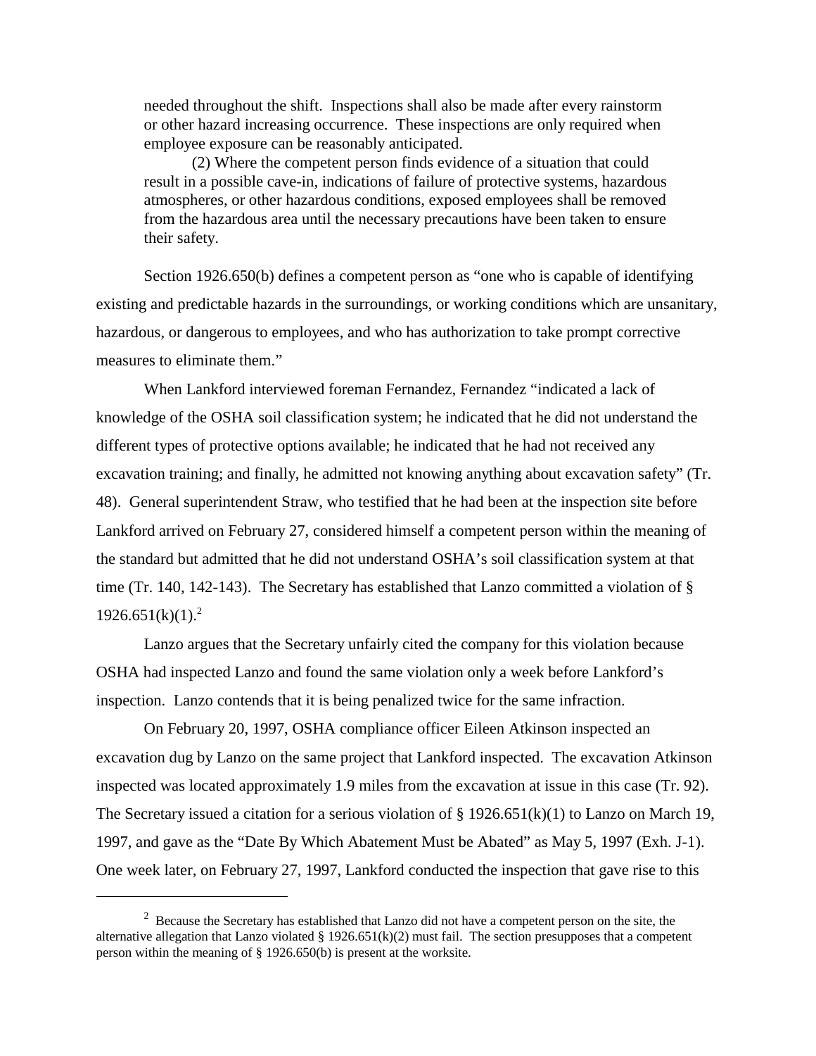> needed throughout the shift. Inspections shall also be made after every rainstorm or other hazard increasing occurrence. These inspections are only required when employee exposure can be reasonably anticipated.
>
> (2) Where the competent person finds evidence of a situation that could result in a possible cave-in, indications of failure of protective systems, hazardous atmospheres, or other hazardous conditions, exposed employees shall be removed from the hazardous area until the necessary precautions have been taken to ensure their safety.

Section 1926.650(b) defines a competent person as "one who is capable of identifying existing and predictable hazards in the surroundings, or working conditions which are unsanitary, hazardous, or dangerous to employees, and who has authorization to take prompt corrective measures to eliminate them."

When Lankford interviewed foreman Fernandez, Fernandez "indicated a lack of knowledge of the OSHA soil classification system; he indicated that he did not understand the different types of protective options available; he indicated that he had not received any excavation training; and finally, he admitted not knowing anything about excavation safety" (Tr. 48). General superintendent Straw, who testified that he had been at the inspection site before Lankford arrived on February 27, considered himself a competent person within the meaning of the standard but admitted that he did not understand OSHA's soil classification system at that time (Tr. 140, 142-143). The Secretary has established that Lanzo committed a violation of § 1926.651(k)(1).[2]

Lanzo argues that the Secretary unfairly cited the company for this violation because OSHA had inspected Lanzo and found the same violation only a week before Lankford's inspection. Lanzo contends that it is being penalized twice for the same infraction.

On February 20, 1997, OSHA compliance officer Eileen Atkinson inspected an excavation dug by Lanzo on the same project that Lankford inspected. The excavation Atkinson inspected was located approximately 1.9 miles from the excavation at issue in this case (Tr. 92). The Secretary issued a citation for a serious violation of § 1926.651(k)(1) to Lanzo on March 19, 1997, and gave as the "Date By Which Abatement Must be Abated" as May 5, 1997 (Exh. J-1). One week later, on February 27, 1997, Lankford conducted the inspection that gave rise to this

---

[2] Because the Secretary has established that Lanzo did not have a competent person on the site, the alternative allegation that Lanzo violated § 1926.651(k)(2) must fail. The section presupposes that a competent person within the meaning of § 1926.650(b) is present at the worksite.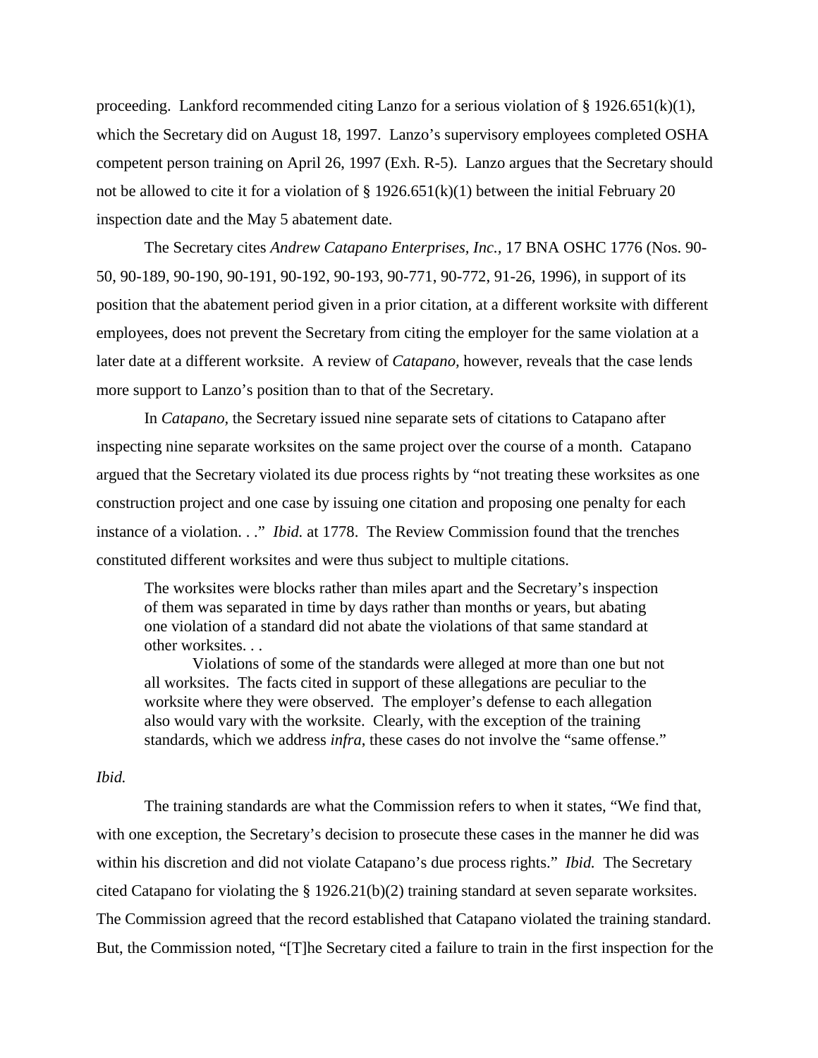proceeding. Lankford recommended citing Lanzo for a serious violation of § 1926.651(k)(1), which the Secretary did on August 18, 1997. Lanzo's supervisory employees completed OSHA competent person training on April 26, 1997 (Exh. R-5). Lanzo argues that the Secretary should not be allowed to cite it for a violation of § 1926.651(k)(1) between the initial February 20 inspection date and the May 5 abatement date.

The Secretary cites *Andrew Catapano Enterprises, Inc.,* 17 BNA OSHC 1776 (Nos. 90-50, 90-189, 90-190, 90-191, 90-192, 90-193, 90-771, 90-772, 91-26, 1996), in support of its position that the abatement period given in a prior citation, at a different worksite with different employees, does not prevent the Secretary from citing the employer for the same violation at a later date at a different worksite. A review of *Catapano*, however, reveals that the case lends more support to Lanzo's position than to that of the Secretary.

In *Catapano,* the Secretary issued nine separate sets of citations to Catapano after inspecting nine separate worksites on the same project over the course of a month. Catapano argued that the Secretary violated its due process rights by "not treating these worksites as one construction project and one case by issuing one citation and proposing one penalty for each instance of a violation. . ." *Ibid.* at 1778. The Review Commission found that the trenches constituted different worksites and were thus subject to multiple citations.

> The worksites were blocks rather than miles apart and the Secretary's inspection of them was separated in time by days rather than months or years, but abating one violation of a standard did not abate the violations of that same standard at other worksites. . .
>
> Violations of some of the standards were alleged at more than one but not all worksites. The facts cited in support of these allegations are peculiar to the worksite where they were observed. The employer's defense to each allegation also would vary with the worksite. Clearly, with the exception of the training standards, which we address *infra*, these cases do not involve the "same offense."

*Ibid.*

The training standards are what the Commission refers to when it states, "We find that, with one exception, the Secretary's decision to prosecute these cases in the manner he did was within his discretion and did not violate Catapano's due process rights." *Ibid.* The Secretary cited Catapano for violating the § 1926.21(b)(2) training standard at seven separate worksites. The Commission agreed that the record established that Catapano violated the training standard. But, the Commission noted, "[T]he Secretary cited a failure to train in the first inspection for the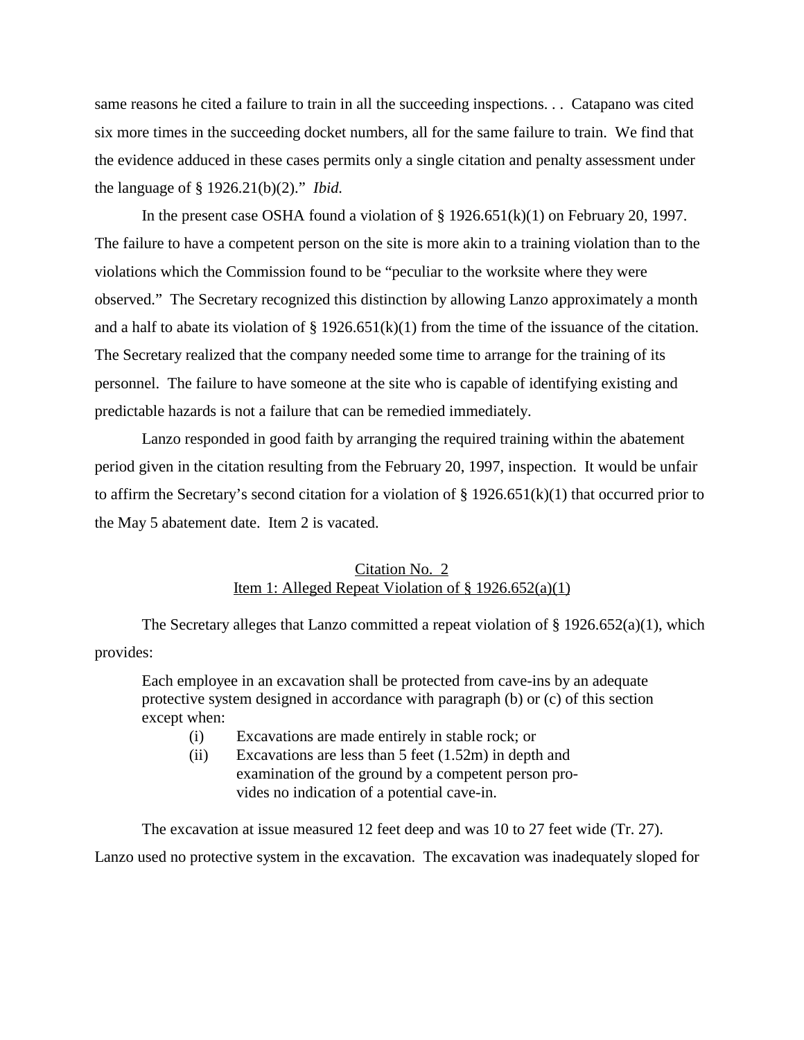same reasons he cited a failure to train in all the succeeding inspections. . . Catapano was cited six more times in the succeeding docket numbers, all for the same failure to train. We find that the evidence adduced in these cases permits only a single citation and penalty assessment under the language of § 1926.21(b)(2)." *Ibid.*

In the present case OSHA found a violation of § 1926.651(k)(1) on February 20, 1997. The failure to have a competent person on the site is more akin to a training violation than to the violations which the Commission found to be "peculiar to the worksite where they were observed." The Secretary recognized this distinction by allowing Lanzo approximately a month and a half to abate its violation of § 1926.651(k)(1) from the time of the issuance of the citation. The Secretary realized that the company needed some time to arrange for the training of its personnel. The failure to have someone at the site who is capable of identifying existing and predictable hazards is not a failure that can be remedied immediately.

Lanzo responded in good faith by arranging the required training within the abatement period given in the citation resulting from the February 20, 1997, inspection. It would be unfair to affirm the Secretary's second citation for a violation of § 1926.651(k)(1) that occurred prior to the May 5 abatement date. Item 2 is vacated.

## Citation No. 2
## Item 1: Alleged Repeat Violation of § 1926.652(a)(1)

The Secretary alleges that Lanzo committed a repeat violation of § 1926.652(a)(1), which provides:

> Each employee in an excavation shall be protected from cave-ins by an adequate protective system designed in accordance with paragraph (b) or (c) of this section except when:
>
> (i) Excavations are made entirely in stable rock; or
>
> (ii) Excavations are less than 5 feet (1.52m) in depth and examination of the ground by a competent person provides no indication of a potential cave-in.

The excavation at issue measured 12 feet deep and was 10 to 27 feet wide (Tr. 27). Lanzo used no protective system in the excavation. The excavation was inadequately sloped for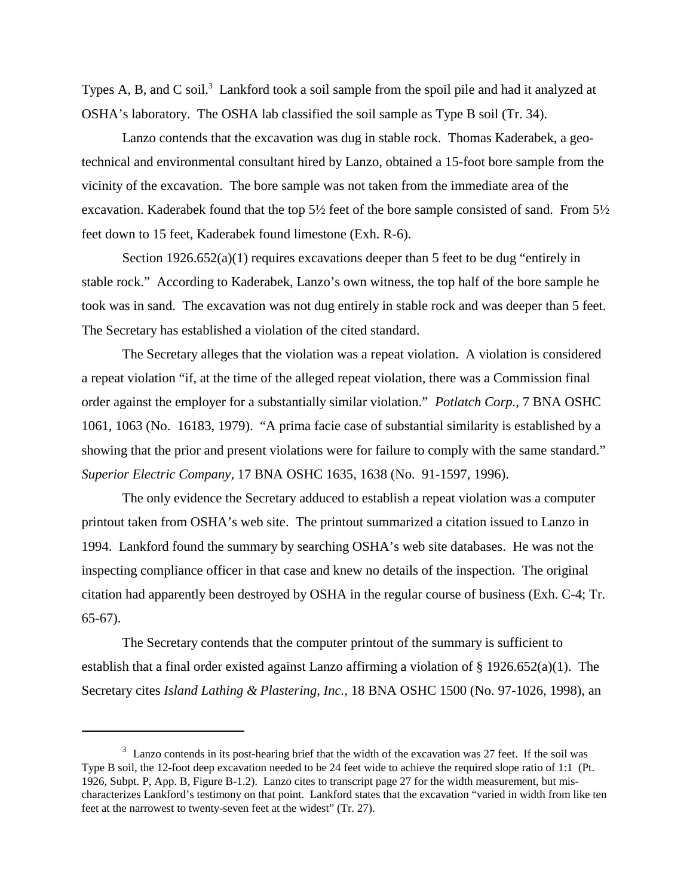Types A, B, and C soil.[3] Lankford took a soil sample from the spoil pile and had it analyzed at OSHA's laboratory. The OSHA lab classified the soil sample as Type B soil (Tr. 34).

Lanzo contends that the excavation was dug in stable rock. Thomas Kaderabek, a geo-technical and environmental consultant hired by Lanzo, obtained a 15-foot bore sample from the vicinity of the excavation. The bore sample was not taken from the immediate area of the excavation. Kaderabek found that the top 5½ feet of the bore sample consisted of sand. From 5½ feet down to 15 feet, Kaderabek found limestone (Exh. R-6).

Section 1926.652(a)(1) requires excavations deeper than 5 feet to be dug "entirely in stable rock." According to Kaderabek, Lanzo's own witness, the top half of the bore sample he took was in sand. The excavation was not dug entirely in stable rock and was deeper than 5 feet. The Secretary has established a violation of the cited standard.

The Secretary alleges that the violation was a repeat violation. A violation is considered a repeat violation "if, at the time of the alleged repeat violation, there was a Commission final order against the employer for a substantially similar violation." *Potlatch Corp.,* 7 BNA OSHC 1061, 1063 (No. 16183, 1979). "A prima facie case of substantial similarity is established by a showing that the prior and present violations were for failure to comply with the same standard." *Superior Electric Company*, 17 BNA OSHC 1635, 1638 (No. 91-1597, 1996).

The only evidence the Secretary adduced to establish a repeat violation was a computer printout taken from OSHA's web site. The printout summarized a citation issued to Lanzo in 1994. Lankford found the summary by searching OSHA's web site databases. He was not the inspecting compliance officer in that case and knew no details of the inspection. The original citation had apparently been destroyed by OSHA in the regular course of business (Exh. C-4; Tr. 65-67).

The Secretary contends that the computer printout of the summary is sufficient to establish that a final order existed against Lanzo affirming a violation of § 1926.652(a)(1). The Secretary cites *Island Lathing & Plastering, Inc.,* 18 BNA OSHC 1500 (No. 97-1026, 1998), an

---

[3] Lanzo contends in its post-hearing brief that the width of the excavation was 27 feet. If the soil was Type B soil, the 12-foot deep excavation needed to be 24 feet wide to achieve the required slope ratio of 1:1 (Pt. 1926, Subpt. P, App. B, Figure B-1.2). Lanzo cites to transcript page 27 for the width measurement, but mis-characterizes Lankford's testimony on that point. Lankford states that the excavation "varied in width from like ten feet at the narrowest to twenty-seven feet at the widest" (Tr. 27).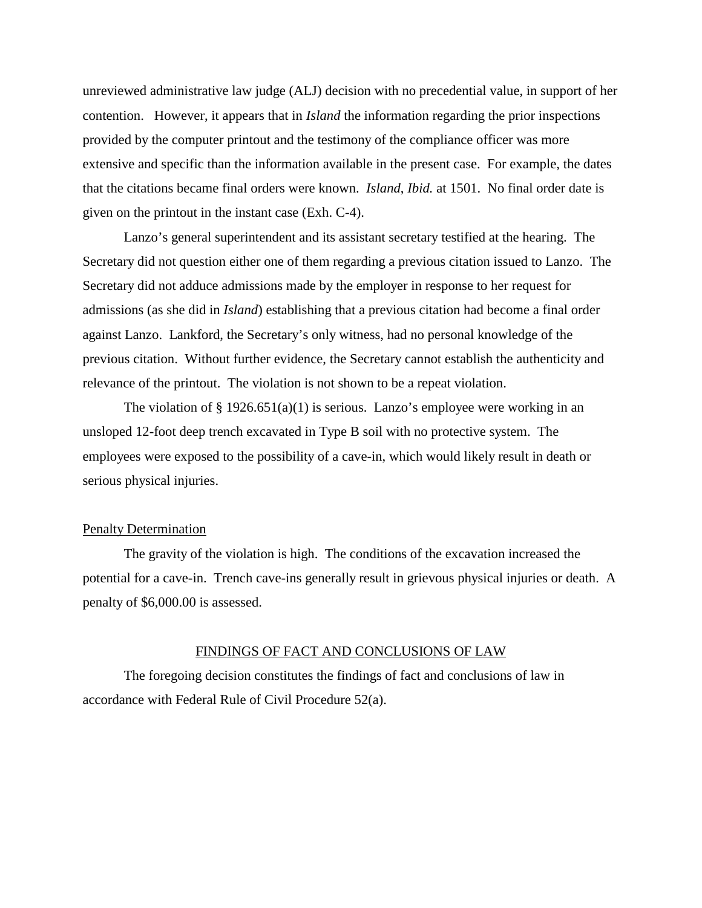unreviewed administrative law judge (ALJ) decision with no precedential value, in support of her contention. However, it appears that in *Island* the information regarding the prior inspections provided by the computer printout and the testimony of the compliance officer was more extensive and specific than the information available in the present case. For example, the dates that the citations became final orders were known. *Island*, *Ibid.* at 1501. No final order date is given on the printout in the instant case (Exh. C-4).

Lanzo's general superintendent and its assistant secretary testified at the hearing. The Secretary did not question either one of them regarding a previous citation issued to Lanzo. The Secretary did not adduce admissions made by the employer in response to her request for admissions (as she did in *Island*) establishing that a previous citation had become a final order against Lanzo. Lankford, the Secretary's only witness, had no personal knowledge of the previous citation. Without further evidence, the Secretary cannot establish the authenticity and relevance of the printout. The violation is not shown to be a repeat violation.

The violation of § 1926.651(a)(1) is serious. Lanzo's employee were working in an unsloped 12-foot deep trench excavated in Type B soil with no protective system. The employees were exposed to the possibility of a cave-in, which would likely result in death or serious physical injuries.

Penalty Determination

The gravity of the violation is high. The conditions of the excavation increased the potential for a cave-in. Trench cave-ins generally result in grievous physical injuries or death. A penalty of $6,000.00 is assessed.

## FINDINGS OF FACT AND CONCLUSIONS OF LAW

The foregoing decision constitutes the findings of fact and conclusions of law in accordance with Federal Rule of Civil Procedure 52(a).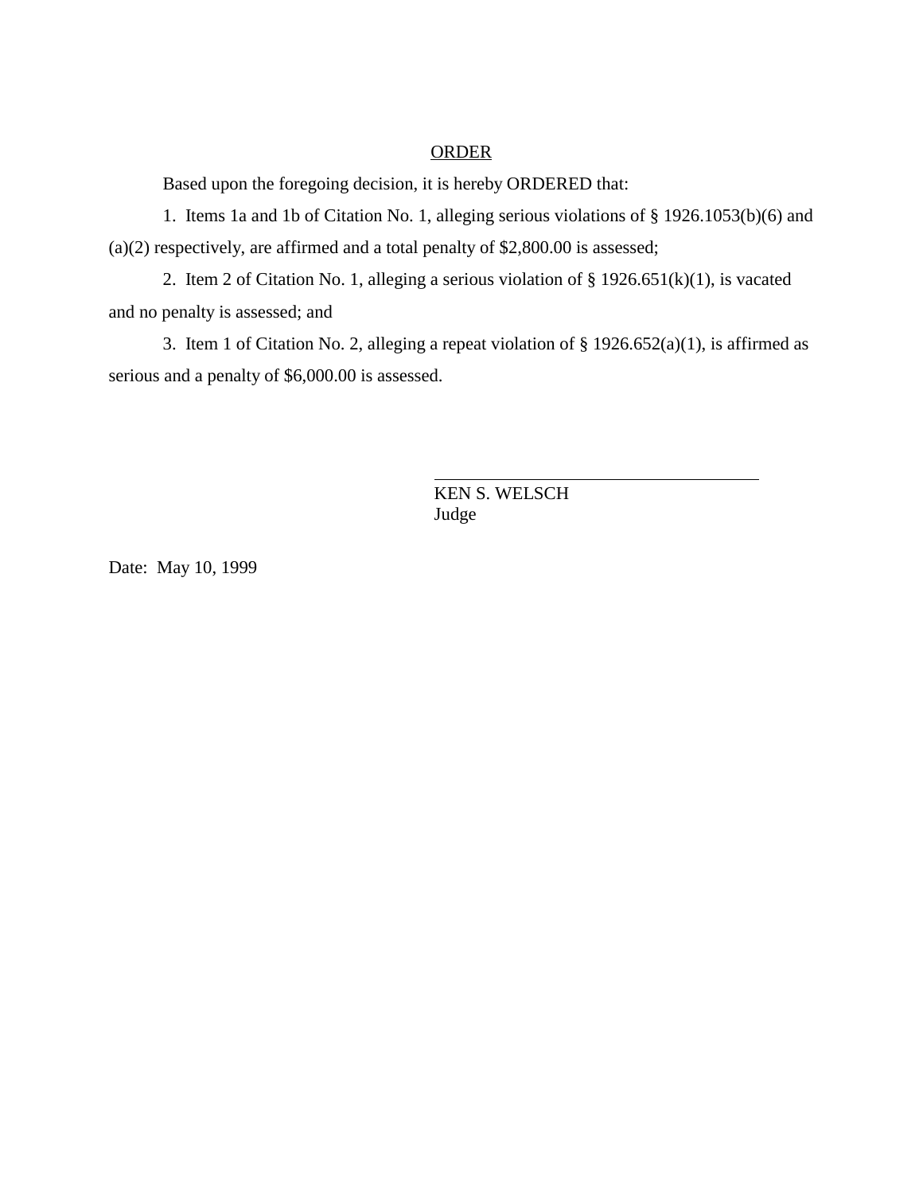## ORDER

Based upon the foregoing decision, it is hereby ORDERED that:

1. Items 1a and 1b of Citation No. 1, alleging serious violations of § 1926.1053(b)(6) and (a)(2) respectively, are affirmed and a total penalty of $2,800.00 is assessed;

2. Item 2 of Citation No. 1, alleging a serious violation of § 1926.651(k)(1), is vacated and no penalty is assessed; and

3. Item 1 of Citation No. 2, alleging a repeat violation of § 1926.652(a)(1), is affirmed as serious and a penalty of $6,000.00 is assessed.

KEN S. WELSCH
Judge

Date: May 10, 1999